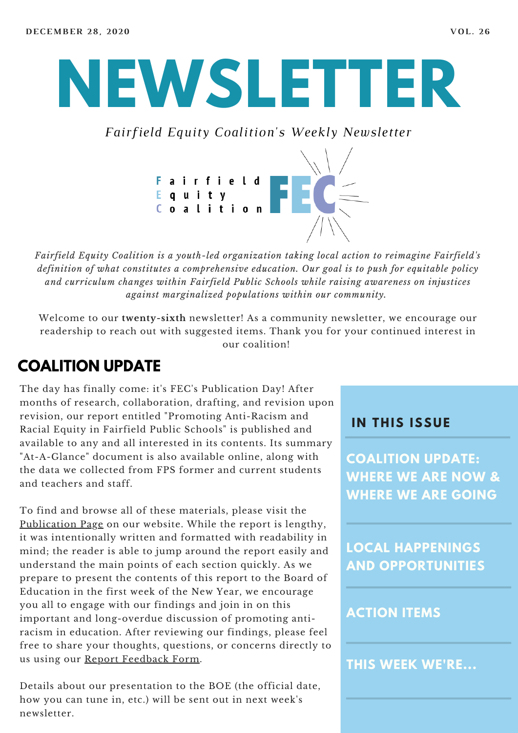DECEMBER 28, 2020

VOL. 26

# NEWSLETTER

*Fairfield Equity Coalition's Weekly Newsletter*

Fairfield Equity Coalition FEC

*Fairfield Equity Coalition is a youth-led organization taking local action to reimagine Fairfield's definition of what constitutes a comprehensive education. Our goal is to push for equitable policy and curriculum changes within Fairfield Public Schools while raising awareness on injustices against marginalized populations within our community.*

Welcome to our **twenty-sixth** newsletter! As a community newsletter, we encourage our readership to reach out with suggested items. Thank you for your continued interest in our coalition!

## COALITION UPDATE

The day has finally come: it's FEC's Publication Day! After months of research, collaboration, drafting, and revision upon revision, our report entitled "Promoting Anti-Racism and Racial Equity in Fairfield Public Schools" is published and available to any and all interested in its contents. Its summary "At-A-Glance" document is also available online, along with the data we collected from FPS former and current students and teachers and staff.

To find and browse all of these materials, please visit the Publication Page on our website. While the report is lengthy, it was intentionally written and formatted with readability in mind; the reader is able to jump around the report easily and understand the main points of each section quickly. As we prepare to present the contents of this report to the Board of Education in the first week of the New Year, we encourage you all to engage with our findings and join in on this important and long-overdue discussion of promoting anti-racism in education. After reviewing our findings, please feel free to share your thoughts, questions, or concerns directly to us using our Report Feedback Form.

Details about our presentation to the BOE (the official date, how you can tune in, etc.) will be sent out in next week's newsletter.

### IN THIS ISSUE

- COALITION UPDATE: WHERE WE ARE NOW & WHERE WE ARE GOING
- LOCAL HAPPENINGS AND OPPORTUNITIES
- ACTION ITEMS
- THIS WEEK WE'RE...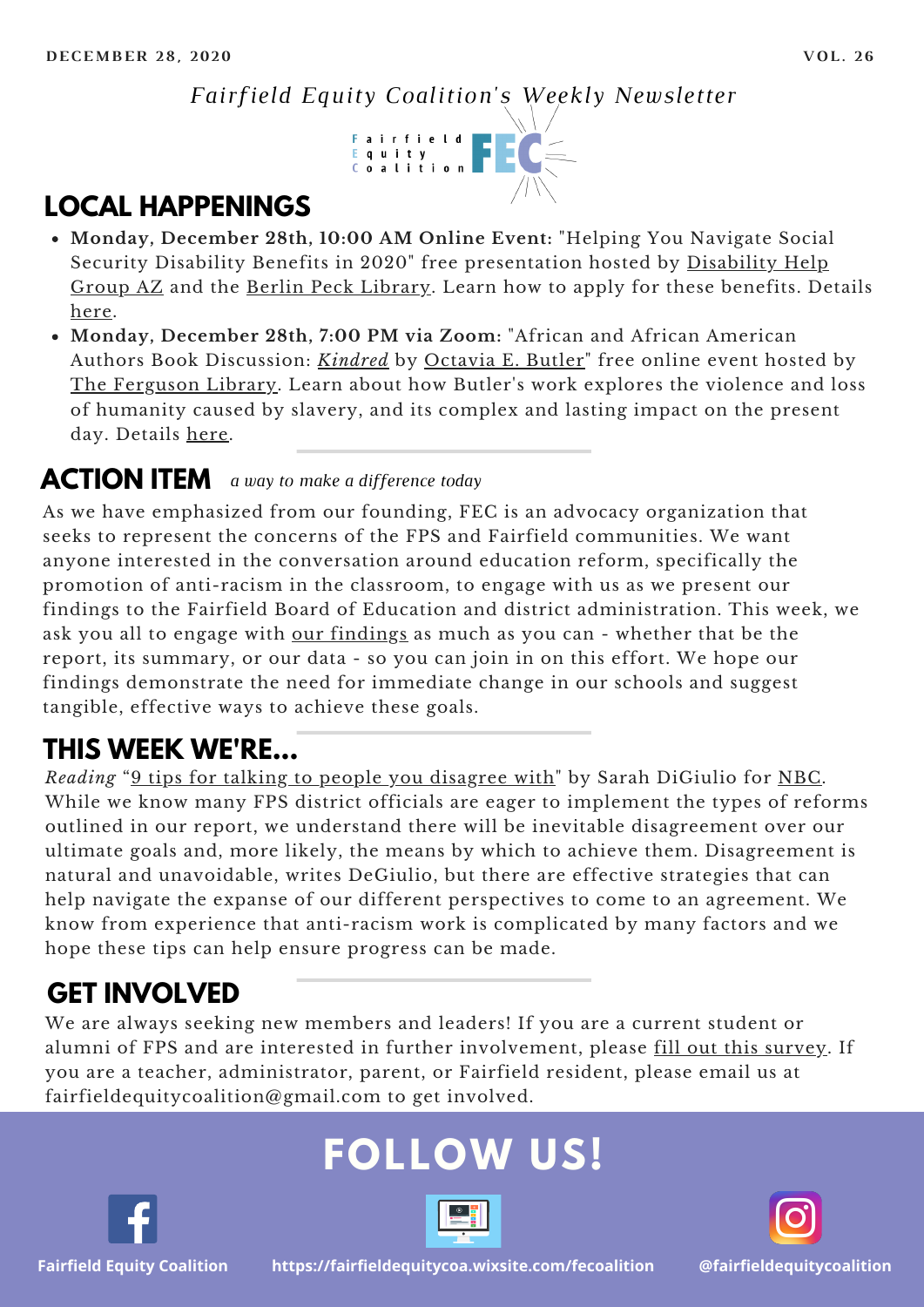DECEMBER 28, 2020 VOL. 26

*Fairfield Equity Coalition's Weekly Newsletter*

## LOCAL HAPPENINGS

- **Monday, December 28th, 10:00 AM Online Event:** "Helping You Navigate Social Security Disability Benefits in 2020" free presentation hosted by Disability Help Group AZ and the Berlin Peck Library. Learn how to apply for these benefits. Details here.
- **Monday, December 28th, 7:00 PM via Zoom:** "African and African American Authors Book Discussion: *Kindred* by Octavia E. Butler" free online event hosted by The Ferguson Library. Learn about how Butler's work explores the violence and loss of humanity caused by slavery, and its complex and lasting impact on the present day. Details here.

## ACTION ITEM *a way to make a difference today*

As we have emphasized from our founding, FEC is an advocacy organization that seeks to represent the concerns of the FPS and Fairfield communities. We want anyone interested in the conversation around education reform, specifically the promotion of anti-racism in the classroom, to engage with us as we present our findings to the Fairfield Board of Education and district administration. This week, we ask you all to engage with our findings as much as you can - whether that be the report, its summary, or our data - so you can join in on this effort. We hope our findings demonstrate the need for immediate change in our schools and suggest tangible, effective ways to achieve these goals.

## THIS WEEK WE'RE...

*Reading* "9 tips for talking to people you disagree with" by Sarah DiGiulio for NBC. While we know many FPS district officials are eager to implement the types of reforms outlined in our report, we understand there will be inevitable disagreement over our ultimate goals and, more likely, the means by which to achieve them. Disagreement is natural and unavoidable, writes DeGiulio, but there are effective strategies that can help navigate the expanse of our different perspectives to come to an agreement. We know from experience that anti-racism work is complicated by many factors and we hope these tips can help ensure progress can be made.

## GET INVOLVED

We are always seeking new members and leaders! If you are a current student or alumni of FPS and are interested in further involvement, please fill out this survey. If you are a teacher, administrator, parent, or Fairfield resident, please email us at fairfieldequitycoalition@gmail.com to get involved.

## FOLLOW US!

Fairfield Equity Coalition

https://fairfieldequitycoa.wixsite.com/fecoalition

@fairfieldequitycoalition